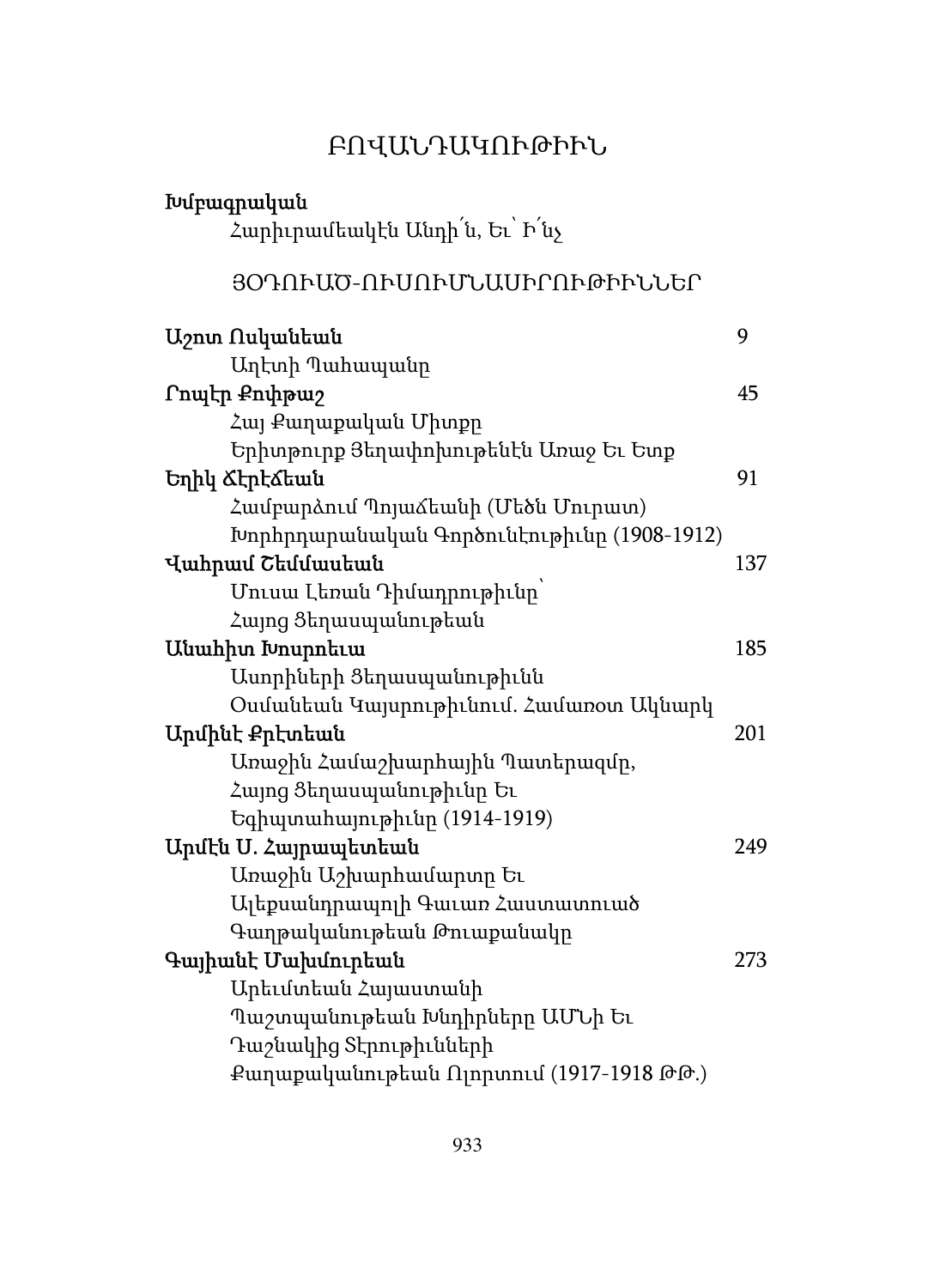# ԲՈՎԱՆԴԱԿՈՒԹԻՒՆ

**Խմբագրական**

Հարիւրամեակէն Անդի՛ն, Եւ՝ Ի՛նչ

## ՅՕԴՈՒԱԾ-ՈՒՍՈՒՄՆԱՍԻՐՈՒԹԻՒՆՆԵՐ

**Աշոտ Ոսկանեան** 9

Աղէտի Պահապանը

**Րոպէր Քոփթաշ** 45

Հայ Քաղաքական Միտքը Երիտթուրք Յեղափոխութենէն Առաջ Եւ Ետք

**Եղիկ Ճէրէճեան** 91

Համբարձում Պոյաճեանի (Մեծն Մուրատ) Խորհրդարանական Գործունէութիւնը (1908-1912)

**Վահրամ Շեմմասեան** 137

Մուսա Լեռան Դիմադրութիւնը՝ Հայոց Ցեղասպանութեան

**Անահիտ Խոսրոեւա** 185

Ասորիների Ցեղասպանութիւնն Օսմանեան Կայսրութիւնում. Համառօտ Ակնարկ

**Արմինէ Քրէտեան** 201

Առաջին Համաշխարհային Պատերազմը, Հայոց Ցեղասպանութիւնը Եւ Եգիպտահայութիւնը (1914-1919)

**Արմէն Ս. Հայրապետեան** 249

Առաջին Աշխարհամարտը Եւ Ալեքսանդրապոլի Գաւառ Հաստատուած Գաղթականութեան Թուաքանակը

**Գայիանէ Մախմուրեան** 273

Արեւմտեան Հայաստանի Պաշտպանութեան Խնդիրները ԱՄՆի Եւ Դաշնակից Տէրութիւնների Քաղաքականութեան Ոլորտում (1917-1918 ԹԹ.)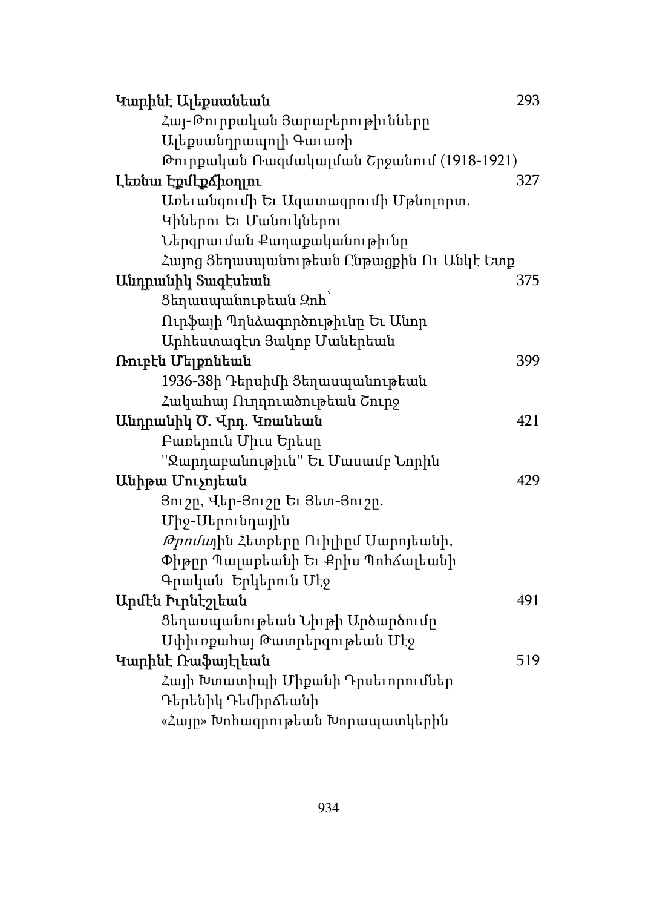**Կարինէ Ալեքսանեան** 293

Հայ-Թուրքական Յարաբերութիւնները
Ալեքսանդրապոլի Գաւառի
Թուրքական Ռազմակալման Շրջանում (1918-1921)

**Լեռնա Էքմէքճիօղլու** 327

Առեւանգումի Եւ Ազատագրումի Մթնոլորտ.
Կիներու Եւ Մանուկներու
Ներգրաւման Քաղաքականութիւնը
Հայոց Ցեղասպանութեան Ընթացքին Ու Անկէ Ետք

**Անդրանիկ Տագէսեան** 375

Ցեղասպանութեան Զոհ՝
Ուրֆայի Պղնձագործութիւնը Եւ Անոր
Արհեստագէտ Յակոբ Մաներեան

**Ռուբէն Մելքոնեան** 399

1936-38ի Դերսիմի Ցեղասպանութեան
Հակահայ Ուղղուածութեան Շուրջ

**Անդրանիկ Ծ. Վրդ. Կռանեան** 421

Բառերուն Միւս Երեսը
''Զարդաբանութիւն'' Եւ Մասամբ Նորին

**Անիթա Մուչոյեան** 429

Յուշը, Վեր-Յուշը Եւ Յետ-Յուշը.
Միջ-Սերունդային
*Թրոմա*յին Հետքերը Ուիլիըմ Սարոյեանի,
Փիթըր Պալաքեանի Եւ Քրիս Պոհճալեանի
Գրական Երկերուն Մէջ

**Արմէն Իւրնէշլեան** 491

Ցեղասպանութեան Նիւթի Արծարծումը
Սփիւռքահայ Թատերգութեան Մէջ

**Կարինէ Ռաֆայէլեան** 519

Հայի Խտատիպի Միքանի Դրսեւորումներ
Դերենիկ Դեմիրճեանի
«Հայը» Խոհագրութեան Խորապատկերին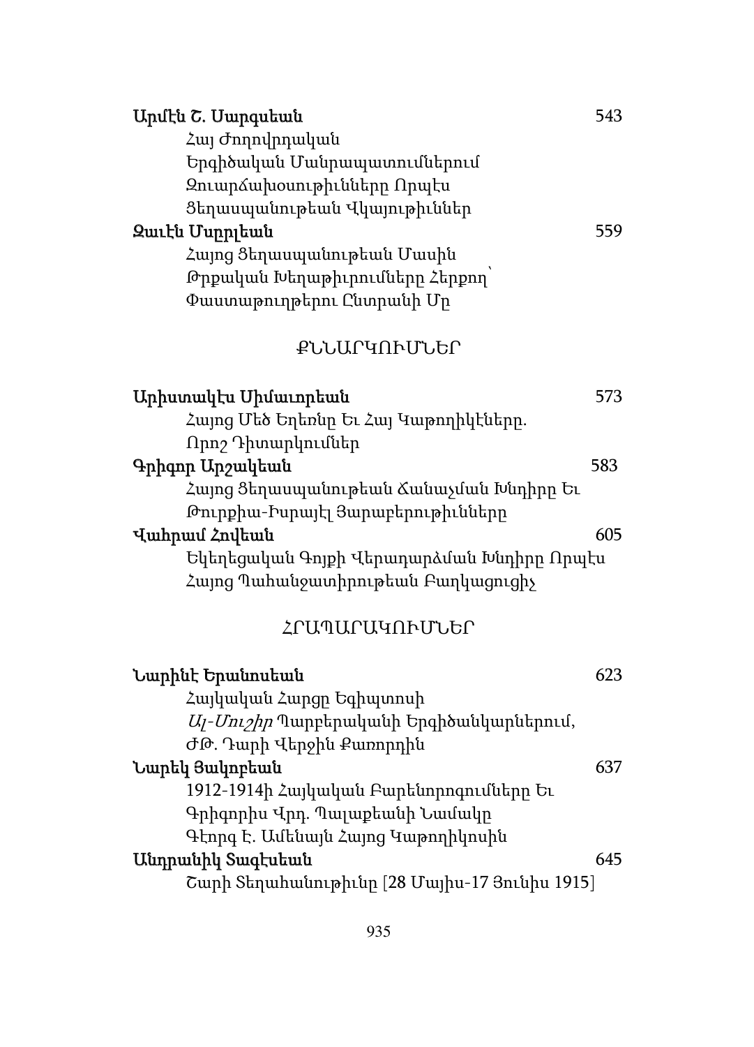**Արմէն Շ. Սարգսեան** 543

Հայ Ժողովրդական Երգիծական Մանրապատումներում Զուարճախօսութիւնները Որպէս Ցեղասպանութեան Վկայութիւններ

**Զաւէն Մսըրլեան** 559

Հայոց Ցեղասպանութեան Մասին Թրքական Խեղաթիւրումները Հերքող՝ Փաստաթուղթերու Ընտրանի Մը

## ՔՆՆԱՐԿՈՒՄՆԵՐ

**Արիստակէս Սիմաւորեան** 573

Հայոց Մեծ Եղեռնը Եւ Հայ Կաթողիկէները. Որոշ Դիտարկումներ

**Գրիգոր Արշակեան** 583

Հայոց Ցեղասպանութեան Ճանաչման Խնդիրը Եւ Թուրքիա-Իսրայէլ Յարաբերութիւնները

**Վահրամ Հովեան** 605

Եկեղեցական Գոյքի Վերադարձման Խնդիրը Որպէս Հայոց Պահանջատիրութեան Բաղկացուցիչ

## ՀՐԱՊԱՐԱԿՈՒՄՆԵՐ

**Նարինէ Երանոսեան** 623

Հայկական Հարցը Եգիպտոսի *Ալ-Մուշիր* Պարբերականի Երգիծանկարներում, ԺԹ. Դարի Վերջին Քառորդին

**Նարեկ Յակոբեան** 637

1912-1914ի Հայկական Բարենորոգումները Եւ Գրիգորիս Վրդ. Պալաքեանի Նամակը Գէորգ Է. Ամենայն Հայոց Կաթողիկոսին

**Անդրանիկ Տագէսեան** 645

Շարի Տեղահանութիւնը [28 Մայիս-17 Յունիս 1915]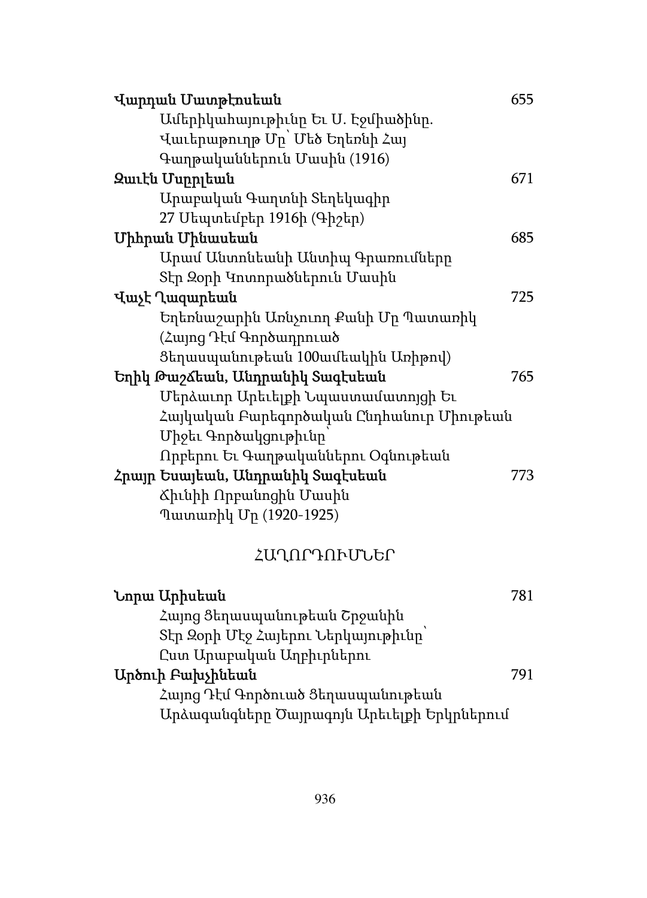**Վարդան Մատթէոսեան** 655

Ամերիկահայութիւնը Եւ Ս. Էջմիածինը. Վաւերաթուղթ Մը՝ Մեծ Եղեռնի Հայ Գաղթականներուն Մասին (1916)

**Զաւէն Մսրըլեան** 671

Արաբական Գաղտնի Տեղեկագիր 27 Սեպտեմբեր 1916ի (Գիշեր)

**Միհրան Մինասեան** 685

Արամ Անտոնեանի Անտիպ Գրառումները Տէր Զօրի Կոտորածներուն Մասին

**Վաչէ Ղազարեան** 725

Եղեռնաշարին Առնչուող Քանի Մը Պատառիկ (Հայոց Դէմ Գործադրուած Ցեղասպանութեան 100ամեակին Առիթով)

**Եղիկ Թաշճեան, Անդրանիկ Տագէսեան** 765

Մերձաւոր Արեւելքի Նպաստամատոյցի Եւ Հայկական Բարեգործական Ընդհանուր Միութեան Միջեւ Գործակցութիւնը՝ Որբերու Եւ Գաղթականներու Օգնութեան

**Հրայր Եսայեան, Անդրանիկ Տագէսեան** 773

Ճիւնիի Որբանոցին Մասին Պատառիկ Մը (1920-1925)

## ՀԱՂՈՐԴՈՒՄՆԵՐ

**Նորա Արիսեան** 781

Հայոց Ցեղասպանութեան Շրջանին Տէր Զօրի Մէջ Հայերու Ներկայութիւնը՝ Ըստ Արաբական Աղբիւրներու

**Արծուի Բախչինեան** 791

Հայոց Դէմ Գործուած Ցեղասպանութեան Արձագանգները Ծայրագոյն Արեւելքի Երկրներում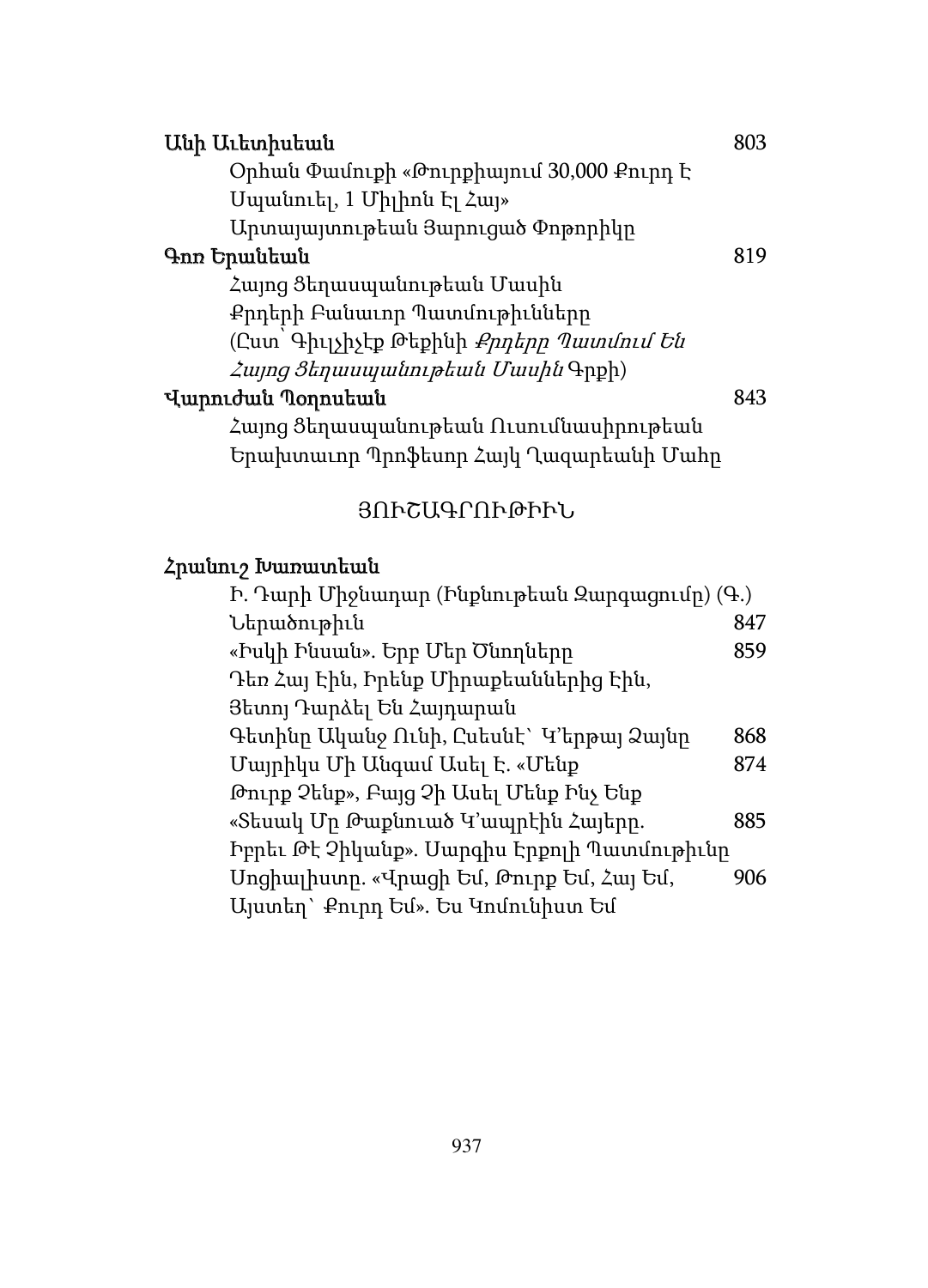**Անի Աւետիսեան** 803

Օրհան Փամուքի «Թուրքիայում 30,000 Քուրդ է Սպանուել, 1 Միլիոն Էլ Հայ»

Արտայայտութեան Յարուցած Փոթորիկը

**Գոռ Երանեան** 819

Հայոց Ցեղասպանութեան Մասին Քրդերի Բանաւոր Պատմութիւնները (Ըստ՝ Գիւլչիչէք Թեքինի *Քրդերը Պատմում Են Հայոց Ցեղասպանութեան Մասին* Գրքի)

**Վարուժան Պօղոսեան** 843

Հայոց Ցեղասպանութեան Ուսումնասիրութեան Երախտաւոր Պրոֆեսոր Հայկ Ղազարեանի Մահը

## ՅՈՒՇԱԳՐՈՒԹԻՒՆ

**Հրանուշ Խառատեան**

Ի. Դարի Միջնադար (Ինքնութեան Զարգացումը) (Գ.)

Ներածութիւն 847

«Իսկի Ինսան». Երբ Մեր Ծնողները Դեռ Հայ Էին, Իրենք Միրաքեաններից Էին, Յետոյ Դարձել Են Հայդարան 859

Գետինը Ականջ Ունի, Ըսեանէ՝ Կ'երթայ Ձայնը 868

Մայրիկս Մի Անգամ Ասել Է. «Մենք Թուրք Չենք», Բայց Չի Ասել Մենք Ինչ Ենք 874

«Տեսակ Մը Թաքնուած Կ'ապրէին Հայերը. Իբրեւ Թէ Չիկանք». Սարգիս Էրքոլի Պատմութիւնը 885

Սոցիալիստը. «Վրացի Եմ, Թուրք Եմ, Հայ Եմ, Այստեղ՝ Քուրդ Եմ». Ես Կոմունիստ Եմ 906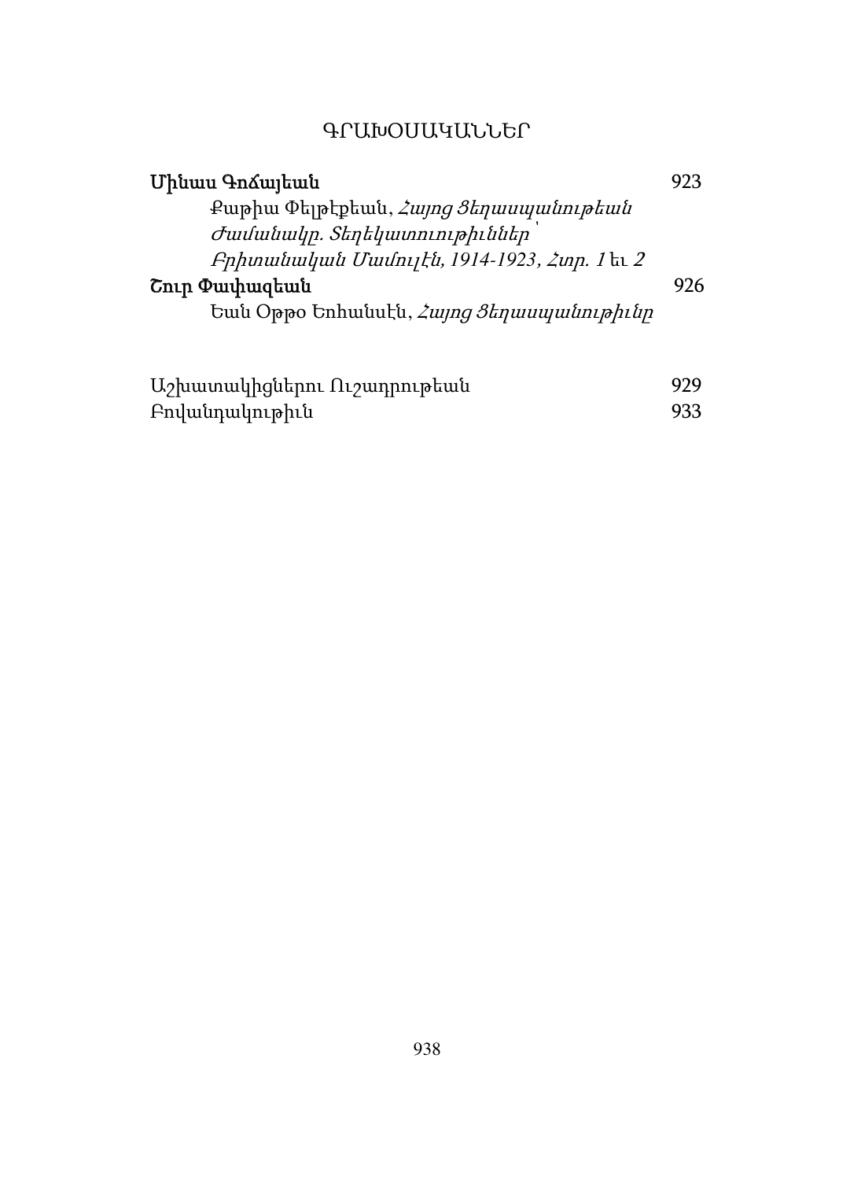## ԳՐԱԽՕՍԱԿԱՆՆԵՐ

**Մինաս Գոճայեան** 923

Քաթիա Փելթէքեան, *Հայոց Յեղասպանութեան Ժամանակը. Տեղեկատուութիւններ՝ Բրիտանական Մամուլէն, 1914-1923, Հտր. 1* եւ *2*

**Շուր Փափազեան** 926

Եան Օթթօ Եոհանսէն, *Հայոց Յեղասպանութիւնը*

Աշխատակիցներու Ուշադրութեան 929

Բովանդակութիւն 933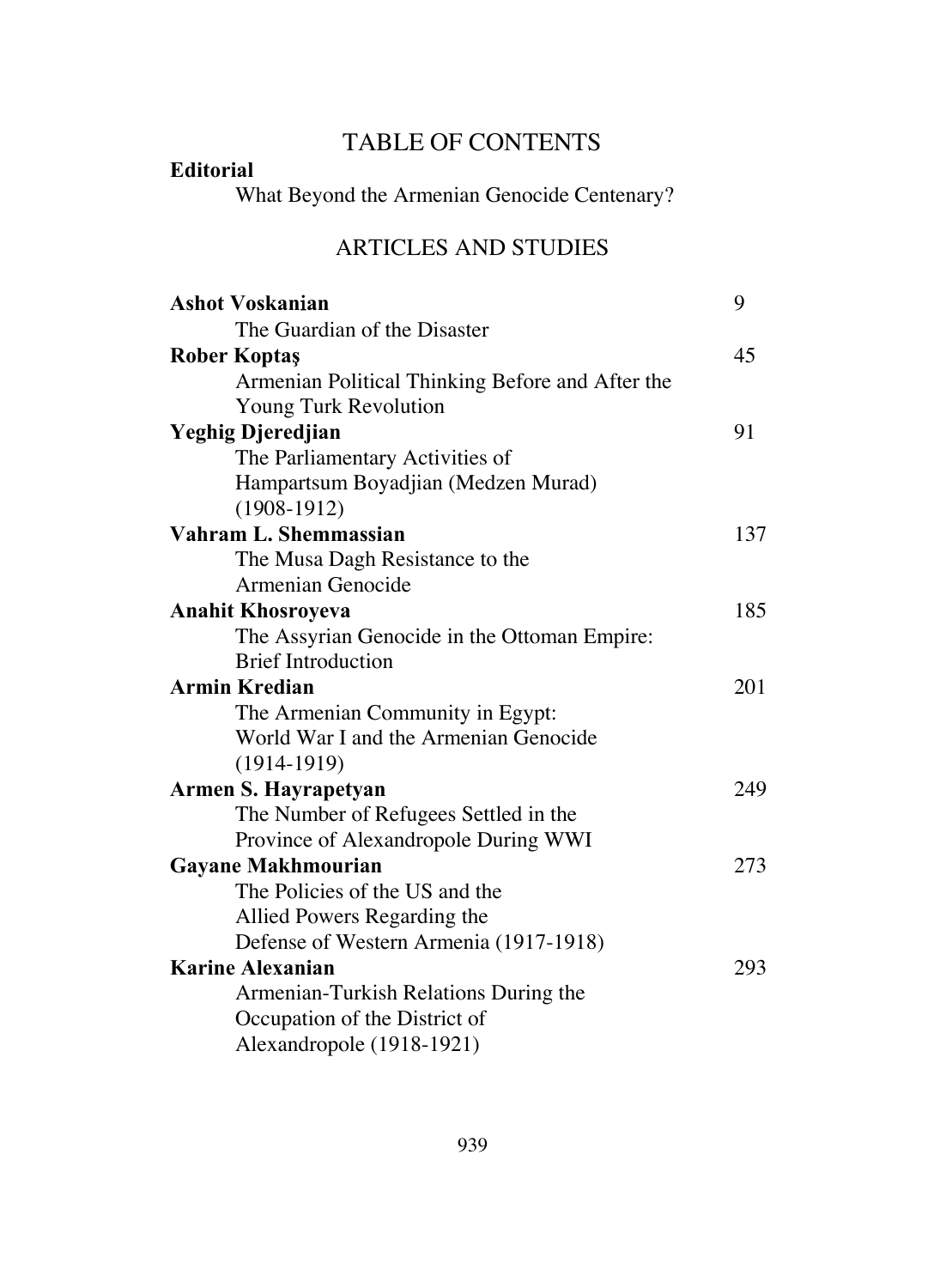# TABLE OF CONTENTS

**Editorial**

What Beyond the Armenian Genocide Centenary?

## ARTICLES AND STUDIES

**Ashot Voskanian** — 9
The Guardian of the Disaster

**Rober Koptaş** — 45
Armenian Political Thinking Before and After the Young Turk Revolution

**Yeghig Djeredjian** — 91
The Parliamentary Activities of Hampartsum Boyadjian (Medzen Murad) (1908-1912)

**Vahram L. Shemmassian** — 137
The Musa Dagh Resistance to the Armenian Genocide

**Anahit Khosroyeva** — 185
The Assyrian Genocide in the Ottoman Empire: Brief Introduction

**Armin Kredian** — 201
The Armenian Community in Egypt: World War I and the Armenian Genocide (1914-1919)

**Armen S. Hayrapetyan** — 249
The Number of Refugees Settled in the Province of Alexandropole During WWI

**Gayane Makhmourian** — 273
The Policies of the US and the Allied Powers Regarding the Defense of Western Armenia (1917-1918)

**Karine Alexanian** — 293
Armenian-Turkish Relations During the Occupation of the District of Alexandropole (1918-1921)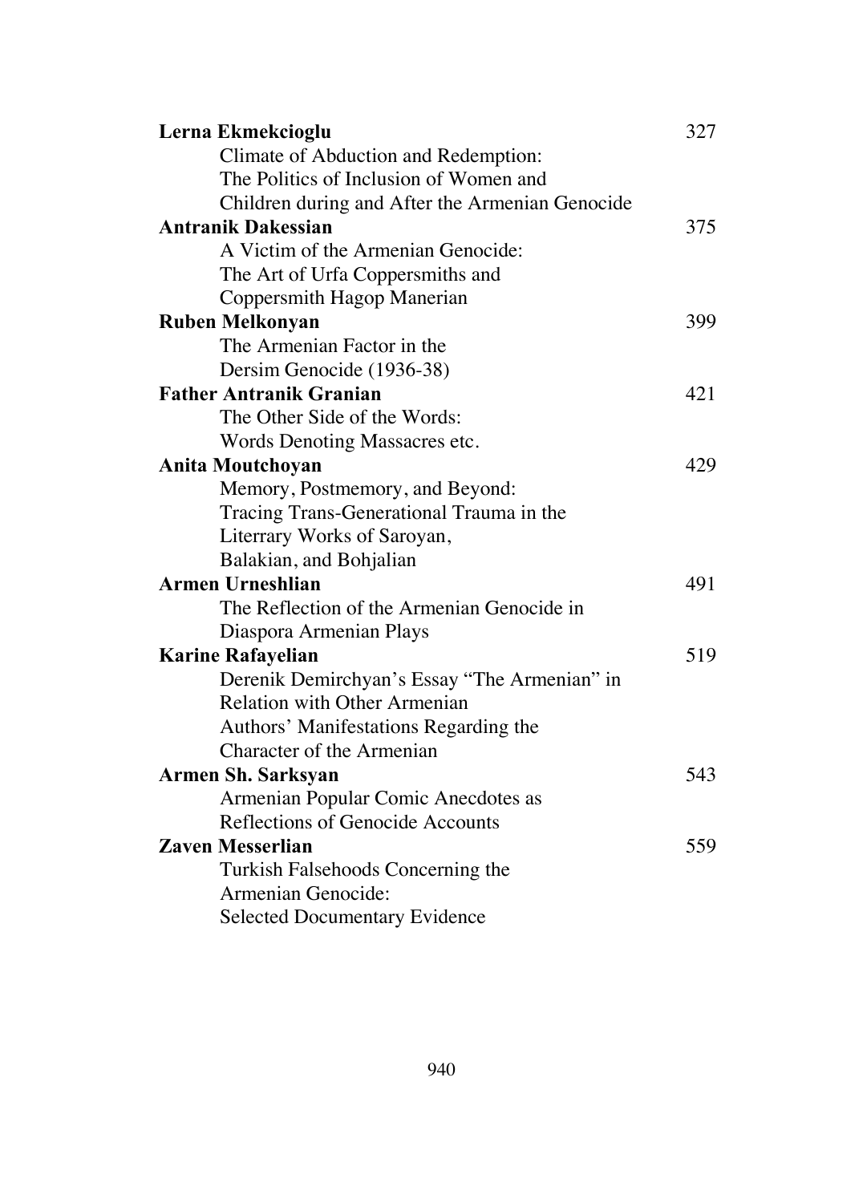**Lerna Ekmekcioglu** 327

Climate of Abduction and Redemption: The Politics of Inclusion of Women and Children during and After the Armenian Genocide

**Antranik Dakessian** 375

A Victim of the Armenian Genocide: The Art of Urfa Coppersmiths and Coppersmith Hagop Manerian

**Ruben Melkonyan** 399

The Armenian Factor in the Dersim Genocide (1936-38)

**Father Antranik Granian** 421

The Other Side of the Words: Words Denoting Massacres etc.

**Anita Moutchoyan** 429

Memory, Postmemory, and Beyond: Tracing Trans-Generational Trauma in the Literrary Works of Saroyan, Balakian, and Bohjalian

**Armen Urneshlian** 491

The Reflection of the Armenian Genocide in Diaspora Armenian Plays

**Karine Rafayelian** 519

Derenik Demirchyan's Essay "The Armenian" in Relation with Other Armenian Authors' Manifestations Regarding the Character of the Armenian

**Armen Sh. Sarksyan** 543

Armenian Popular Comic Anecdotes as Reflections of Genocide Accounts

**Zaven Messerlian** 559

Turkish Falsehoods Concerning the Armenian Genocide: Selected Documentary Evidence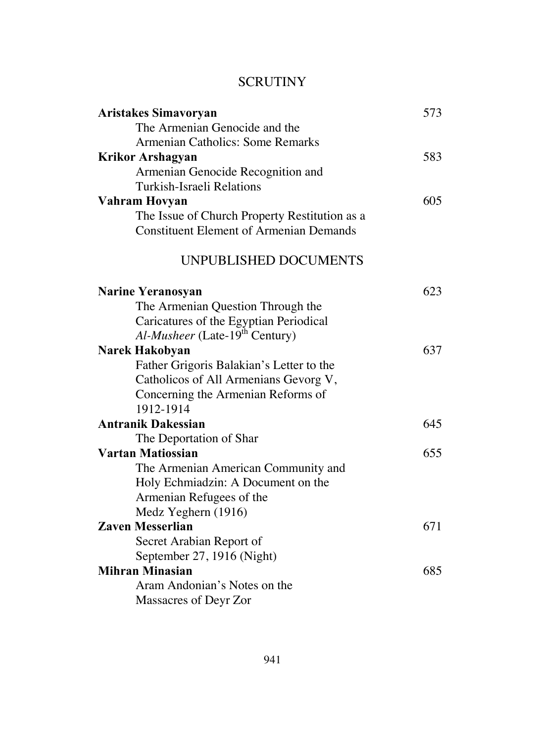## SCRUTINY

**Aristakes Simavoryan** 573
The Armenian Genocide and the Armenian Catholics: Some Remarks

**Krikor Arshagyan** 583
Armenian Genocide Recognition and Turkish-Israeli Relations

**Vahram Hovyan** 605
The Issue of Church Property Restitution as a Constituent Element of Armenian Demands

## UNPUBLISHED DOCUMENTS

**Narine Yeranosyan** 623
The Armenian Question Through the Caricatures of the Egyptian Periodical *Al-Musheer* (Late-19th Century)

**Narek Hakobyan** 637
Father Grigoris Balakian's Letter to the Catholicos of All Armenians Gevorg V, Concerning the Armenian Reforms of 1912-1914

**Antranik Dakessian** 645
The Deportation of Shar

**Vartan Matiossian** 655
The Armenian American Community and Holy Echmiadzin: A Document on the Armenian Refugees of the Medz Yeghern (1916)

**Zaven Messerlian** 671
Secret Arabian Report of September 27, 1916 (Night)

**Mihran Minasian** 685
Aram Andonian's Notes on the Massacres of Deyr Zor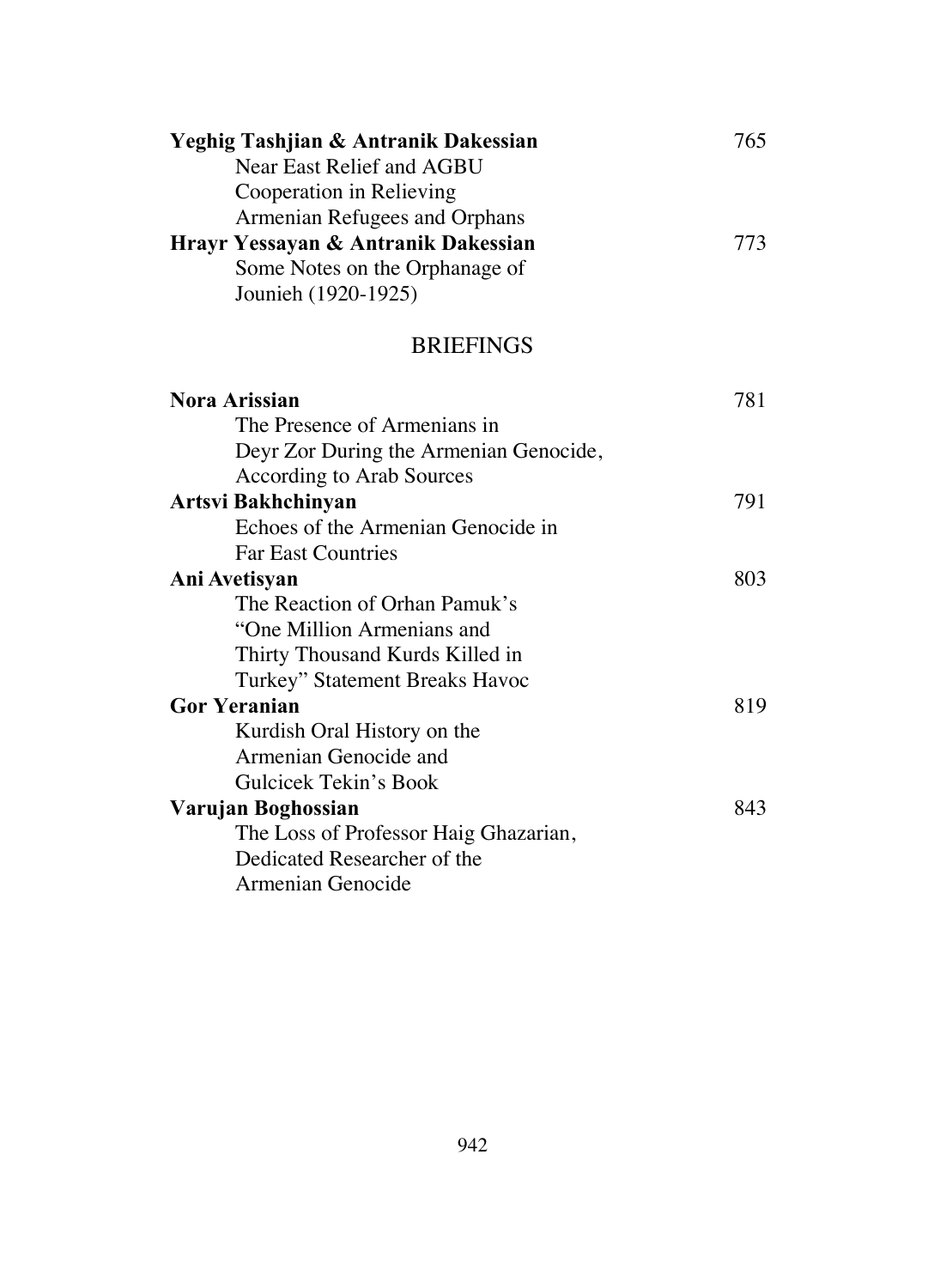**Yeghig Tashjian & Antranik Dakessian** 765
Near East Relief and AGBU Cooperation in Relieving Armenian Refugees and Orphans

**Hrayr Yessayan & Antranik Dakessian** 773
Some Notes on the Orphanage of Jounieh (1920-1925)

## BRIEFINGS

**Nora Arissian** 781
The Presence of Armenians in Deyr Zor During the Armenian Genocide, According to Arab Sources

**Artsvi Bakhchinyan** 791
Echoes of the Armenian Genocide in Far East Countries

**Ani Avetisyan** 803
The Reaction of Orhan Pamuk's "One Million Armenians and Thirty Thousand Kurds Killed in Turkey" Statement Breaks Havoc

**Gor Yeranian** 819
Kurdish Oral History on the Armenian Genocide and Gulcicek Tekin's Book

**Varujan Boghossian** 843
The Loss of Professor Haig Ghazarian, Dedicated Researcher of the Armenian Genocide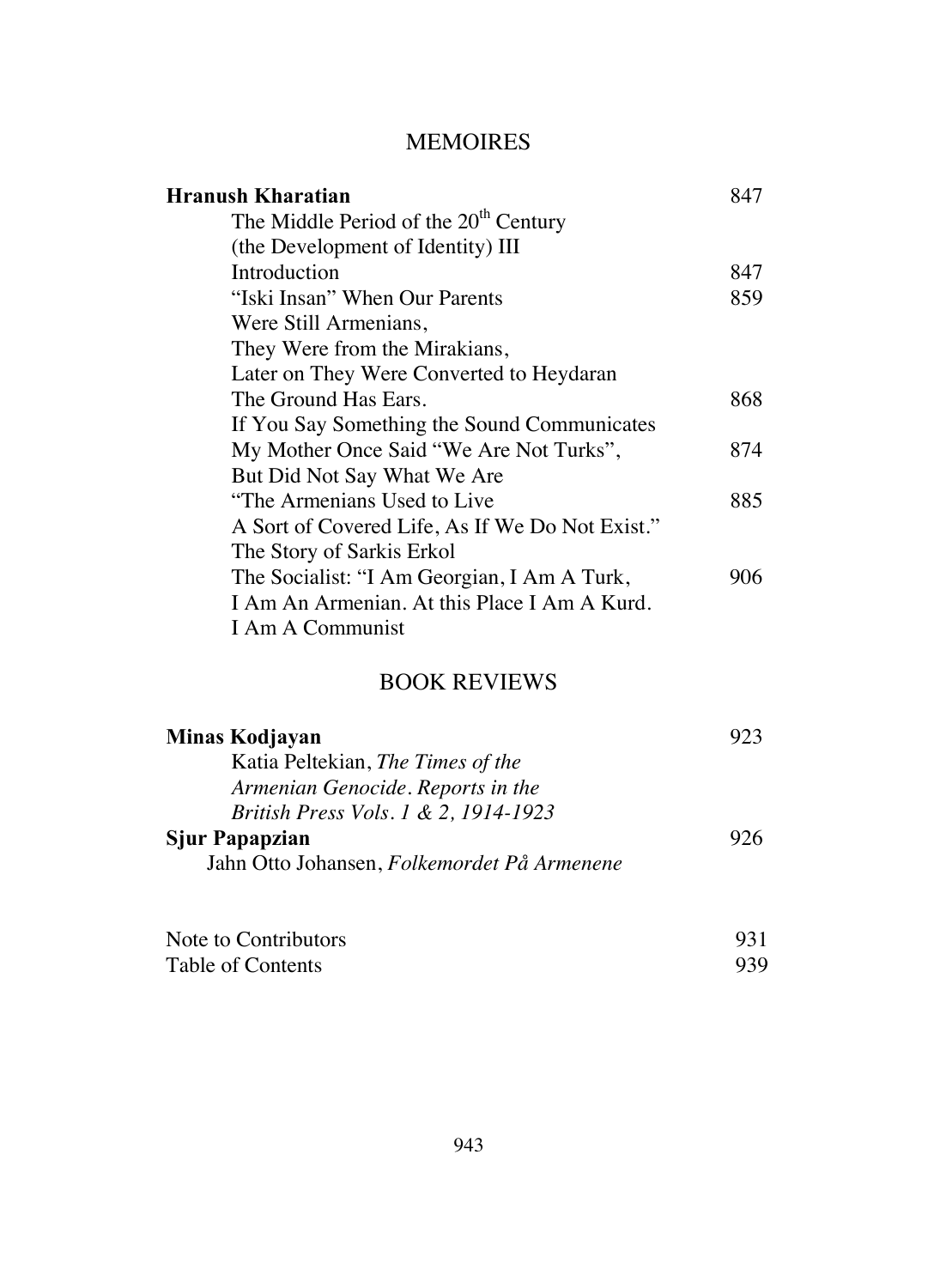## MEMOIRES

| | |
|---|---|
| **Hranush Kharatian** | 847 |
| The Middle Period of the 20th Century (the Development of Identity) III | |
| Introduction | 847 |
| "Iski Insan" When Our Parents Were Still Armenians, They Were from the Mirakians, Later on They Were Converted to Heydaran | 859 |
| The Ground Has Ears. If You Say Something the Sound Communicates | 868 |
| My Mother Once Said "We Are Not Turks", But Did Not Say What We Are | 874 |
| "The Armenians Used to Live A Sort of Covered Life, As If We Do Not Exist." The Story of Sarkis Erkol | 885 |
| The Socialist: "I Am Georgian, I Am A Turk, I Am An Armenian. At this Place I Am A Kurd. I Am A Communist | 906 |

## BOOK REVIEWS

| | |
|---|---|
| **Minas Kodjayan** | 923 |
| Katia Peltekian, *The Times of the Armenian Genocide. Reports in the British Press Vols. 1 & 2, 1914-1923* | |
| **Sjur Papapzian** | 926 |
| Jahn Otto Johansen, *Folkemordet På Armenene* | |

| | |
|---|---|
| Note to Contributors | 931 |
| Table of Contents | 939 |